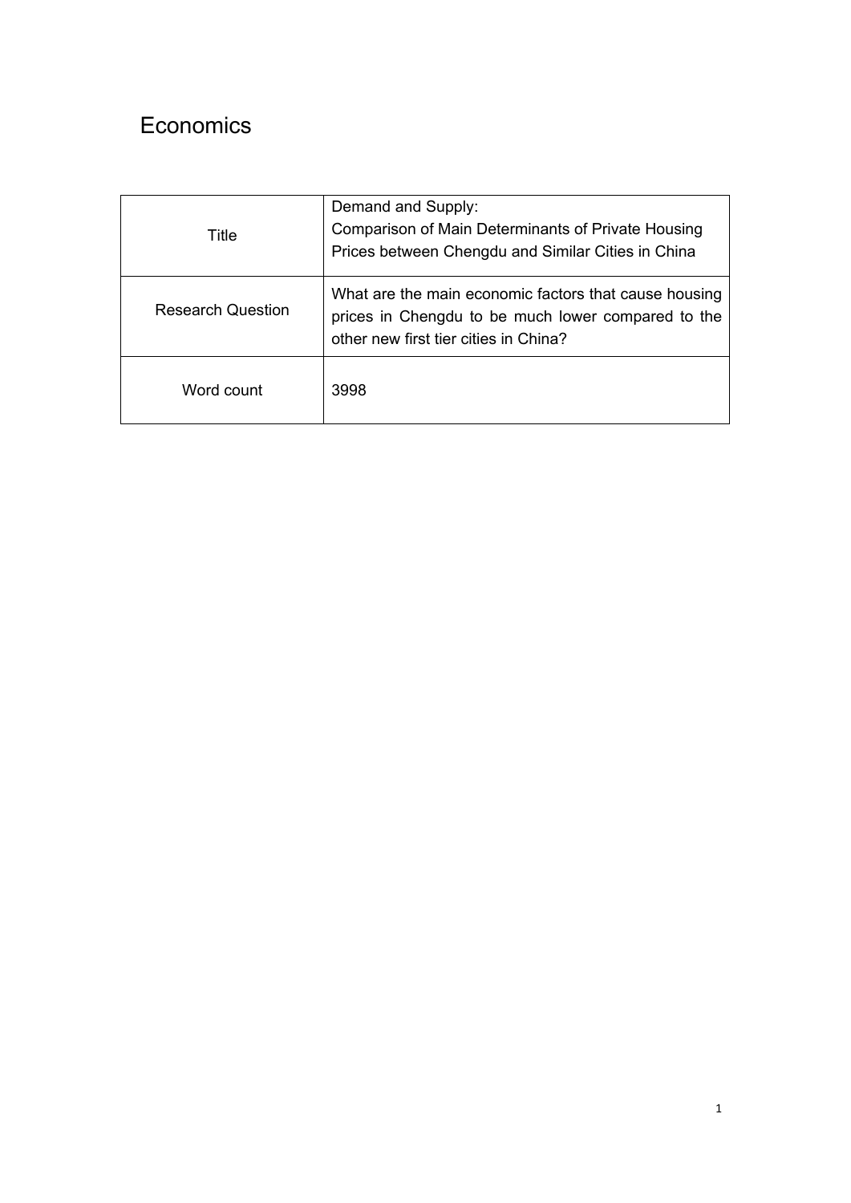# Economics

| Title | Demand and Supply:<br>Comparison of Main Determinants of Private Housing Prices between Chengdu and Similar Cities in China |
|---|---|
| Research Question | What are the main economic factors that cause housing prices in Chengdu to be much lower compared to the other new first tier cities in China? |
| Word count | 3998 |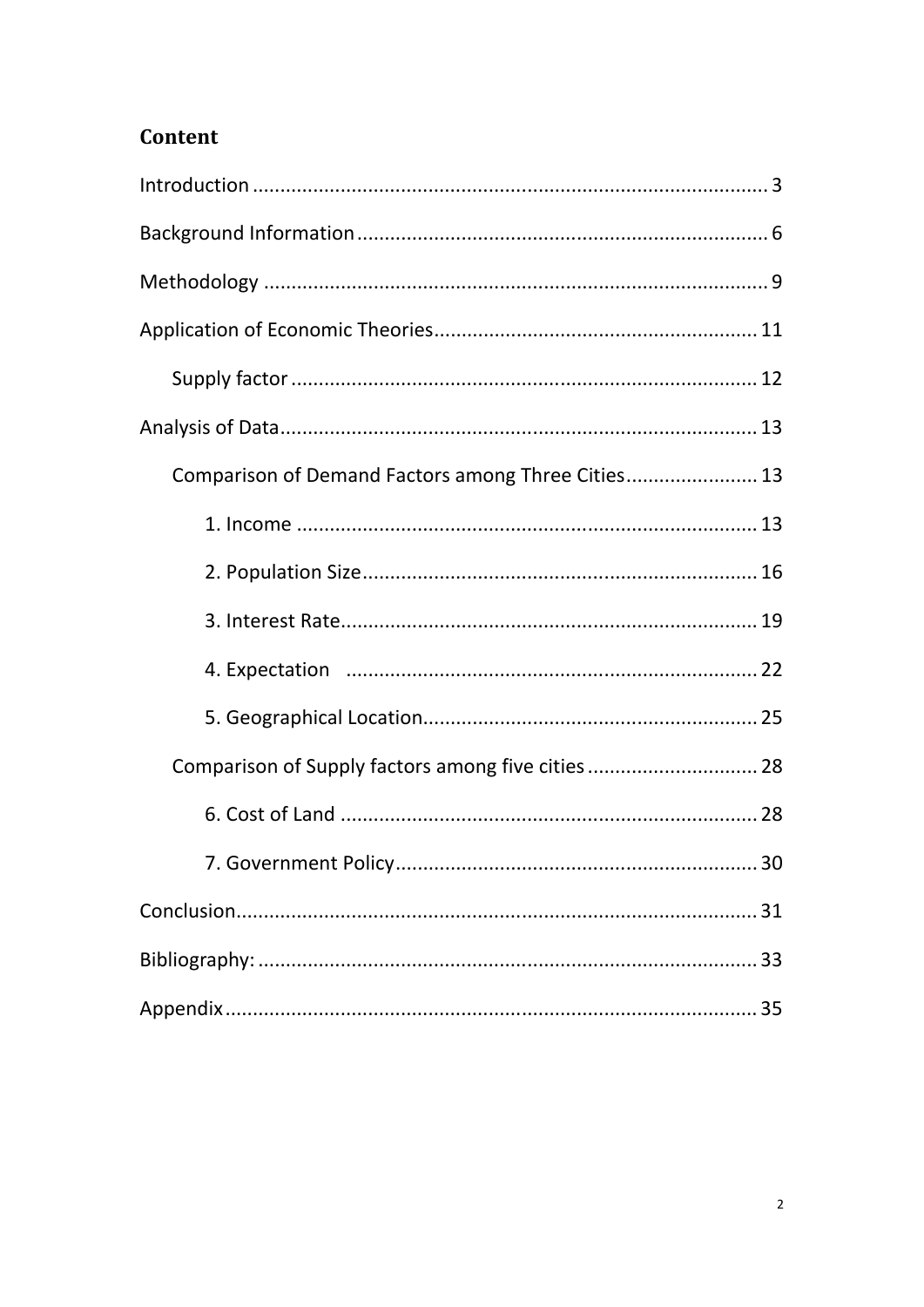## Content

Introduction ............................................................................................. 3

Background Information .......................................................................... 6

Methodology ........................................................................................... 9

Application of Economic Theories .......................................................... 11

- Supply factor .................................................................................... 12

Analysis of Data ...................................................................................... 13

- Comparison of Demand Factors among Three Cities ........................ 13
    - 1. Income .................................................................................... 13
    - 2. Population Size ........................................................................ 16
    - 3. Interest Rate ............................................................................ 19
    - 4. Expectation ............................................................................ 22
    - 5. Geographical Location ............................................................ 25
- Comparison of Supply factors among five cities ............................... 28
    - 6. Cost of Land ............................................................................ 28
    - 7. Government Policy .................................................................. 30

Conclusion ............................................................................................... 31

Bibliography: ........................................................................................... 33

Appendix ................................................................................................. 35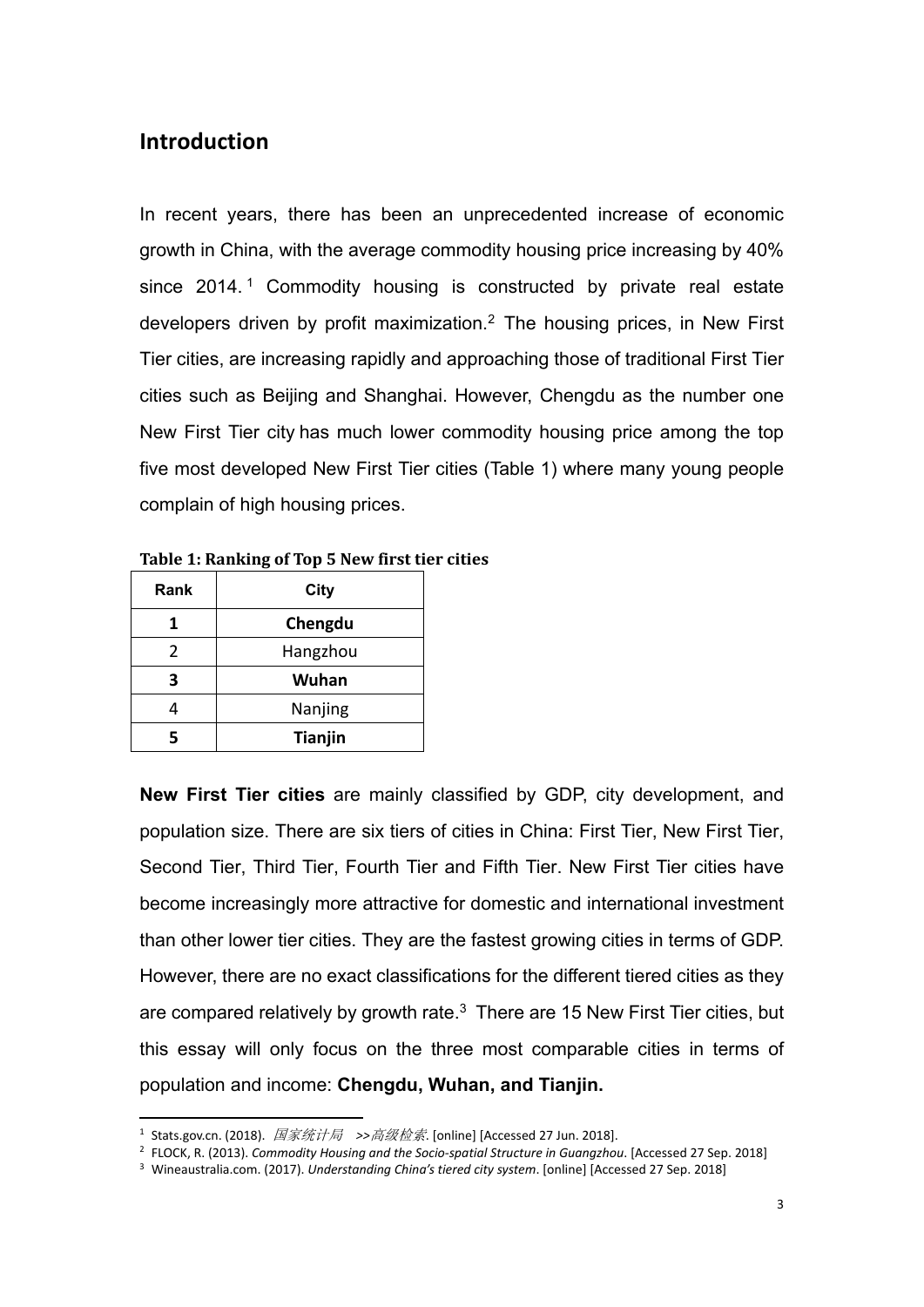## Introduction

In recent years, there has been an unprecedented increase of economic growth in China, with the average commodity housing price increasing by 40% since 2014.[1] Commodity housing is constructed by private real estate developers driven by profit maximization.[2] The housing prices, in New First Tier cities, are increasing rapidly and approaching those of traditional First Tier cities such as Beijing and Shanghai. However, Chengdu as the number one New First Tier city has much lower commodity housing price among the top five most developed New First Tier cities (Table 1) where many young people complain of high housing prices.

**Table 1: Ranking of Top 5 New first tier cities**

| Rank | City |
|---|---|
| **1** | **Chengdu** |
| 2 | Hangzhou |
| **3** | **Wuhan** |
| 4 | Nanjing |
| **5** | **Tianjin** |

**New First Tier cities** are mainly classified by GDP, city development, and population size. There are six tiers of cities in China: First Tier, New First Tier, Second Tier, Third Tier, Fourth Tier and Fifth Tier. New First Tier cities have become increasingly more attractive for domestic and international investment than other lower tier cities. They are the fastest growing cities in terms of GDP. However, there are no exact classifications for the different tiered cities as they are compared relatively by growth rate.[3] There are 15 New First Tier cities, but this essay will only focus on the three most comparable cities in terms of population and income: **Chengdu, Wuhan, and Tianjin.**

[1] Stats.gov.cn. (2018). *国家统计局 >>高级检索*. [online] [Accessed 27 Jun. 2018].

[2] FLOCK, R. (2013). *Commodity Housing and the Socio-spatial Structure in Guangzhou*. [Accessed 27 Sep. 2018]

[3] Wineaustralia.com. (2017). *Understanding China's tiered city system*. [online] [Accessed 27 Sep. 2018]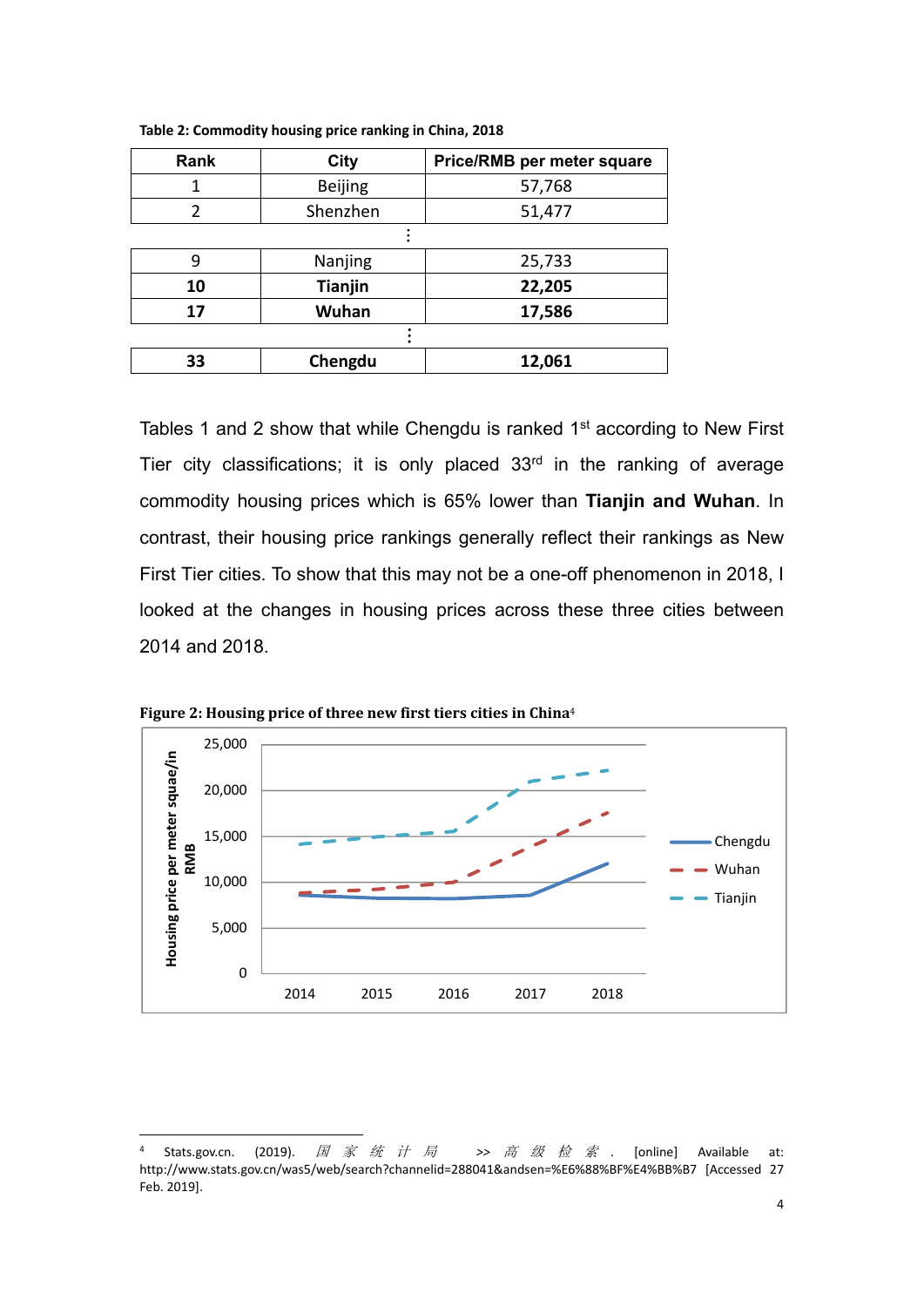**Table 2: Commodity housing price ranking in China, 2018**

| Rank | City | Price/RMB per meter square |
|---|---|---|
| 1 | Beijing | 57,768 |
| 2 | Shenzhen | 51,477 |
| ⋮ | | |
| 9 | Nanjing | 25,733 |
| **10** | **Tianjin** | **22,205** |
| **17** | **Wuhan** | **17,586** |
| ⋮ | | |
| **33** | **Chengdu** | **12,061** |

Tables 1 and 2 show that while Chengdu is ranked 1st according to New First Tier city classifications; it is only placed 33rd in the ranking of average commodity housing prices which is 65% lower than **Tianjin and Wuhan**. In contrast, their housing price rankings generally reflect their rankings as New First Tier cities. To show that this may not be a one-off phenomenon in 2018, I looked at the changes in housing prices across these three cities between 2014 and 2018.

**Figure 2: Housing price of three new first tiers cities in China**[4]

---

[4] Stats.gov.cn. (2019). 国家统计局 >> 高级检索. [online] Available at: http://www.stats.gov.cn/was5/web/search?channelid=288041&andsen=%E6%88%BF%E4%BB%B7 [Accessed 27 Feb. 2019].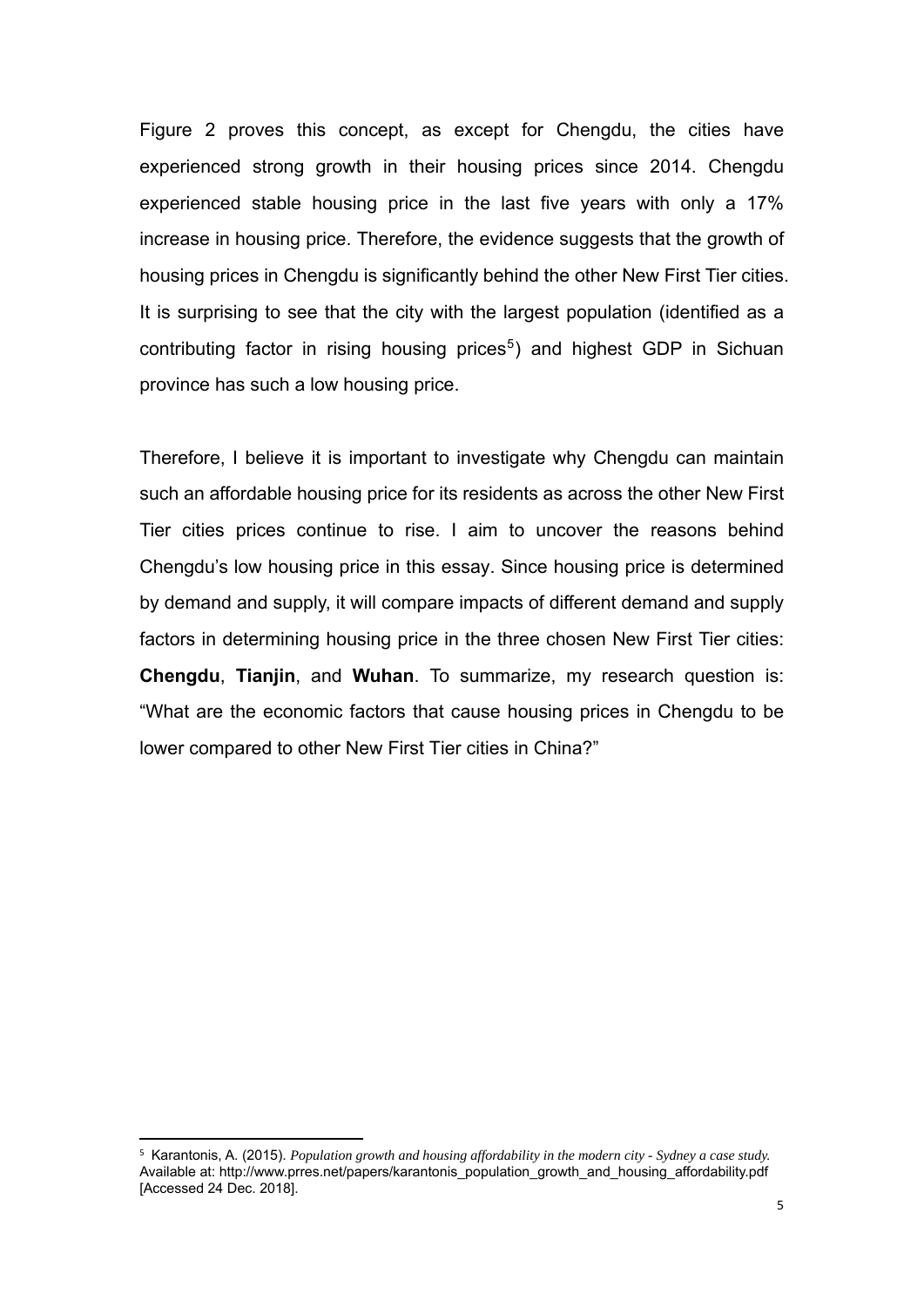Figure 2 proves this concept, as except for Chengdu, the cities have experienced strong growth in their housing prices since 2014. Chengdu experienced stable housing price in the last five years with only a 17% increase in housing price. Therefore, the evidence suggests that the growth of housing prices in Chengdu is significantly behind the other New First Tier cities. It is surprising to see that the city with the largest population (identified as a contributing factor in rising housing prices[5]) and highest GDP in Sichuan province has such a low housing price.

Therefore, I believe it is important to investigate why Chengdu can maintain such an affordable housing price for its residents as across the other New First Tier cities prices continue to rise. I aim to uncover the reasons behind Chengdu's low housing price in this essay. Since housing price is determined by demand and supply, it will compare impacts of different demand and supply factors in determining housing price in the three chosen New First Tier cities: **Chengdu**, **Tianjin**, and **Wuhan**. To summarize, my research question is: "What are the economic factors that cause housing prices in Chengdu to be lower compared to other New First Tier cities in China?"

---

[5] Karantonis, A. (2015). *Population growth and housing affordability in the modern city - Sydney a case study.* Available at: http://www.prres.net/papers/karantonis_population_growth_and_housing_affordability.pdf [Accessed 24 Dec. 2018].